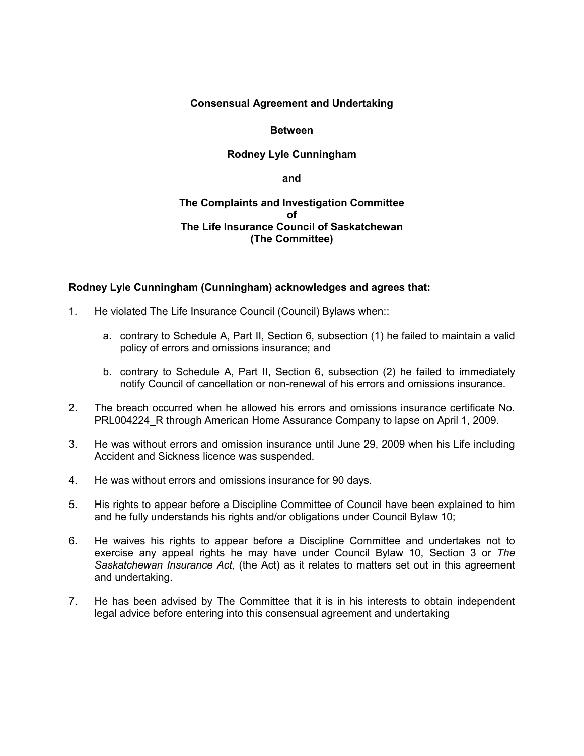**Consensual Agreement and Undertaking**

**Between**

**Rodney Lyle Cunningham**

**and**

**The Complaints and Investigation Committee**
**of**
**The Life Insurance Council of Saskatchewan**
**(The Committee)**

**Rodney Lyle Cunningham (Cunningham) acknowledges and agrees that:**

1. He violated The Life Insurance Council (Council) Bylaws when::

   a. contrary to Schedule A, Part II, Section 6, subsection (1) he failed to maintain a valid policy of errors and omissions insurance; and

   b. contrary to Schedule A, Part II, Section 6, subsection (2) he failed to immediately notify Council of cancellation or non-renewal of his errors and omissions insurance.

2. The breach occurred when he allowed his errors and omissions insurance certificate No. PRL004224_R through American Home Assurance Company to lapse on April 1, 2009.

3. He was without errors and omission insurance until June 29, 2009 when his Life including Accident and Sickness licence was suspended.

4. He was without errors and omissions insurance for 90 days.

5. His rights to appear before a Discipline Committee of Council have been explained to him and he fully understands his rights and/or obligations under Council Bylaw 10;

6. He waives his rights to appear before a Discipline Committee and undertakes not to exercise any appeal rights he may have under Council Bylaw 10, Section 3 or *The Saskatchewan Insurance Act,* (the Act) as it relates to matters set out in this agreement and undertaking.

7. He has been advised by The Committee that it is in his interests to obtain independent legal advice before entering into this consensual agreement and undertaking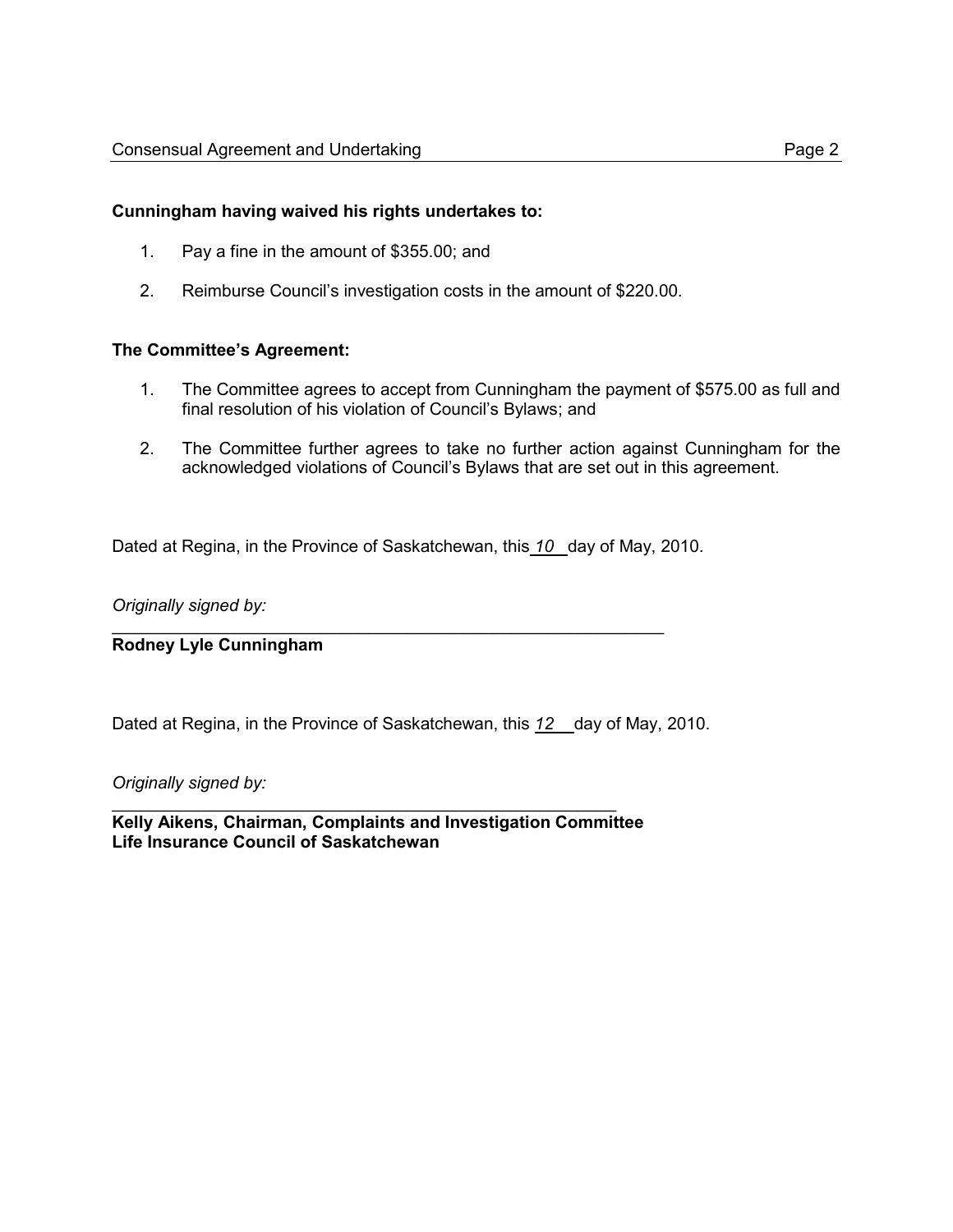**Cunningham having waived his rights undertakes to:**

1. Pay a fine in the amount of $355.00; and

2. Reimburse Council's investigation costs in the amount of $220.00.

**The Committee's Agreement:**

1. The Committee agrees to accept from Cunningham the payment of $575.00 as full and final resolution of his violation of Council's Bylaws; and

2. The Committee further agrees to take no further action against Cunningham for the acknowledged violations of Council's Bylaws that are set out in this agreement.

Dated at Regina, in the Province of Saskatchewan, this *10* day of May, 2010.

*Originally signed by:*

\_\_\_\_\_\_\_\_\_\_\_\_\_\_\_\_\_\_\_\_\_\_\_\_\_\_\_\_\_\_\_\_\_\_\_\_\_\_\_\_\_\_\_\_\_\_\_\_\_\_\_\_\_\_\_\_
**Rodney Lyle Cunningham**

Dated at Regina, in the Province of Saskatchewan, this *12* day of May, 2010.

*Originally signed by:*

\_\_\_\_\_\_\_\_\_\_\_\_\_\_\_\_\_\_\_\_\_\_\_\_\_\_\_\_\_\_\_\_\_\_\_\_\_\_\_\_\_\_\_\_\_\_\_\_\_\_\_\_\_\_\_\_
**Kelly Aikens, Chairman, Complaints and Investigation Committee**
**Life Insurance Council of Saskatchewan**